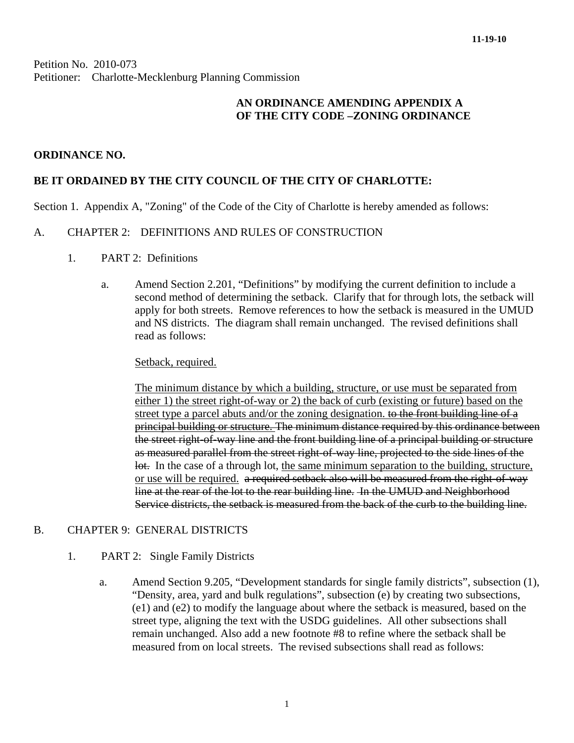11-19-10

Petition No. 2010-073
Petitioner: Charlotte-Mecklenburg Planning Commission

**AN ORDINANCE AMENDING APPENDIX A**
**OF THE CITY CODE –ZONING ORDINANCE**

**ORDINANCE NO.**

**BE IT ORDAINED BY THE CITY COUNCIL OF THE CITY OF CHARLOTTE:**

Section 1. Appendix A, "Zoning" of the Code of the City of Charlotte is hereby amended as follows:

A. CHAPTER 2: DEFINITIONS AND RULES OF CONSTRUCTION

1. PART 2: Definitions

   a. Amend Section 2.201, "Definitions" by modifying the current definition to include a second method of determining the setback. Clarify that for through lots, the setback will apply for both streets. Remove references to how the setback is measured in the UMUD and NS districts. The diagram shall remain unchanged. The revised definitions shall read as follows:

      <u>Setback, required.</u>

      <u>The minimum distance by which a building, structure, or use must be separated from either 1) the street right-of-way or 2) the back of curb (existing or future) based on the street type a parcel abuts and/or the zoning designation.</u> ~~to the front building line of a principal building or structure. The minimum distance required by this ordinance between the street right-of-way line and the front building line of a principal building or structure as measured parallel from the street right-of-way line, projected to the side lines of the lot.~~ In the case of a through lot, <u>the same minimum separation to the building, structure, or use will be required.</u> ~~a required setback also will be measured from the right-of-way line at the rear of the lot to the rear building line. In the UMUD and Neighborhood Service districts, the setback is measured from the back of the curb to the building line.~~

B. CHAPTER 9: GENERAL DISTRICTS

1. PART 2: Single Family Districts

   a. Amend Section 9.205, "Development standards for single family districts", subsection (1), "Density, area, yard and bulk regulations", subsection (e) by creating two subsections, (e1) and (e2) to modify the language about where the setback is measured, based on the street type, aligning the text with the USDG guidelines. All other subsections shall remain unchanged. Also add a new footnote #8 to refine where the setback shall be measured from on local streets. The revised subsections shall read as follows: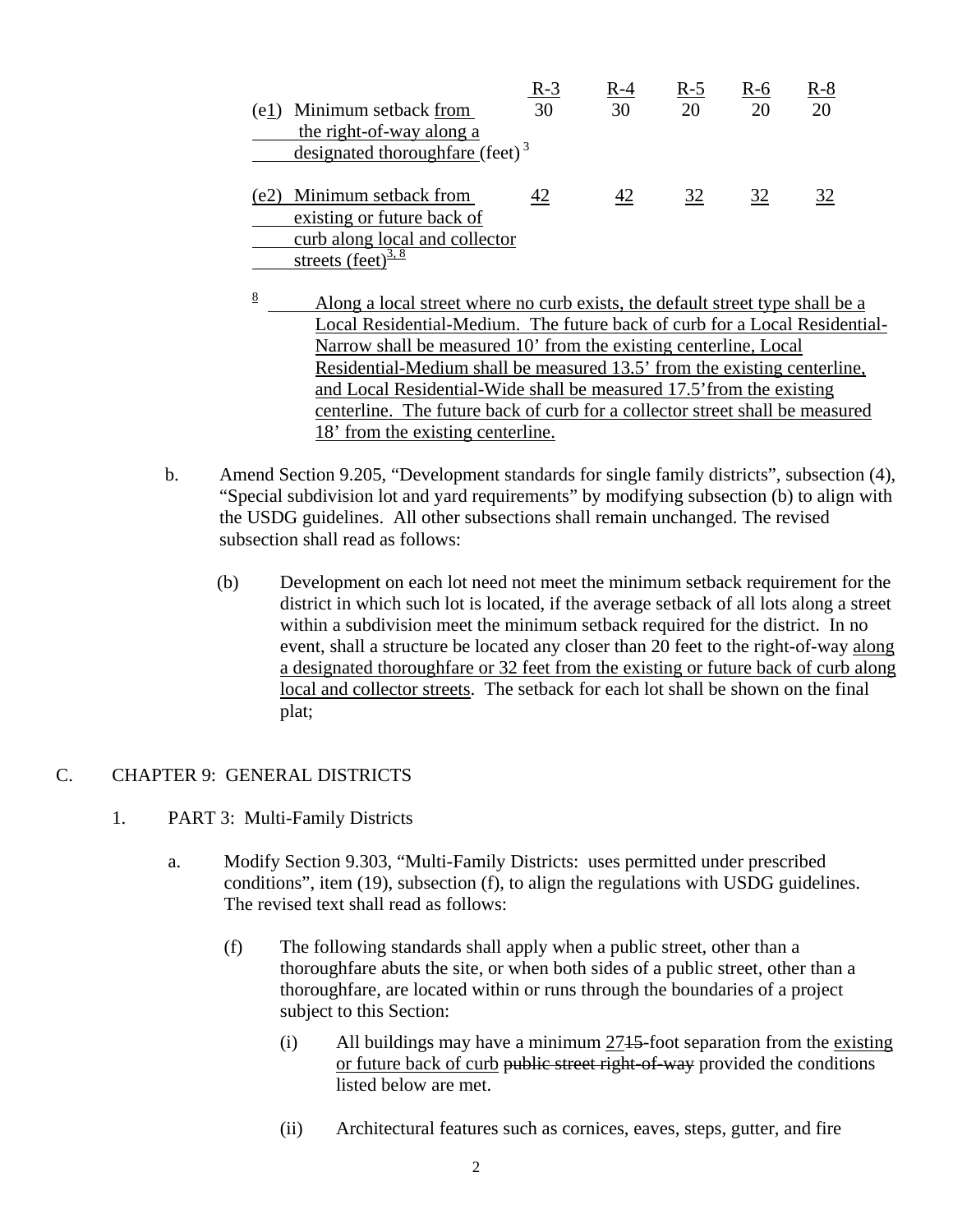| | R-3 | R-4 | R-5 | R-6 | R-8 |
|---|---|---|---|---|---|
| (e1) Minimum setback from the right-of-way along a designated thoroughfare (feet) [3] | 30 | 30 | 20 | 20 | 20 |
| (e2) Minimum setback from existing or future back of curb along local and collector streets (feet) [3, 8] | 42 | 42 | 32 | 32 | 32 |

[8] Along a local street where no curb exists, the default street type shall be a Local Residential-Medium. The future back of curb for a Local Residential-Narrow shall be measured 10' from the existing centerline, Local Residential-Medium shall be measured 13.5' from the existing centerline, and Local Residential-Wide shall be measured 17.5' from the existing centerline. The future back of curb for a collector street shall be measured 18' from the existing centerline.

b. Amend Section 9.205, "Development standards for single family districts", subsection (4), "Special subdivision lot and yard requirements" by modifying subsection (b) to align with the USDG guidelines. All other subsections shall remain unchanged. The revised subsection shall read as follows:

(b) Development on each lot need not meet the minimum setback requirement for the district in which such lot is located, if the average setback of all lots along a street within a subdivision meet the minimum setback required for the district. In no event, shall a structure be located any closer than 20 feet to the right-of-way along a designated thoroughfare or 32 feet from the existing or future back of curb along local and collector streets. The setback for each lot shall be shown on the final plat;

C. CHAPTER 9: GENERAL DISTRICTS

1. PART 3: Multi-Family Districts

a. Modify Section 9.303, "Multi-Family Districts: uses permitted under prescribed conditions", item (19), subsection (f), to align the regulations with USDG guidelines. The revised text shall read as follows:

(f) The following standards shall apply when a public street, other than a thoroughfare abuts the site, or when both sides of a public street, other than a thoroughfare, are located within or runs through the boundaries of a project subject to this Section:

(i) All buildings may have a minimum 27~~15~~-foot separation from the existing or future back of curb ~~public street right-of-way~~ provided the conditions listed below are met.

(ii) Architectural features such as cornices, eaves, steps, gutter, and fire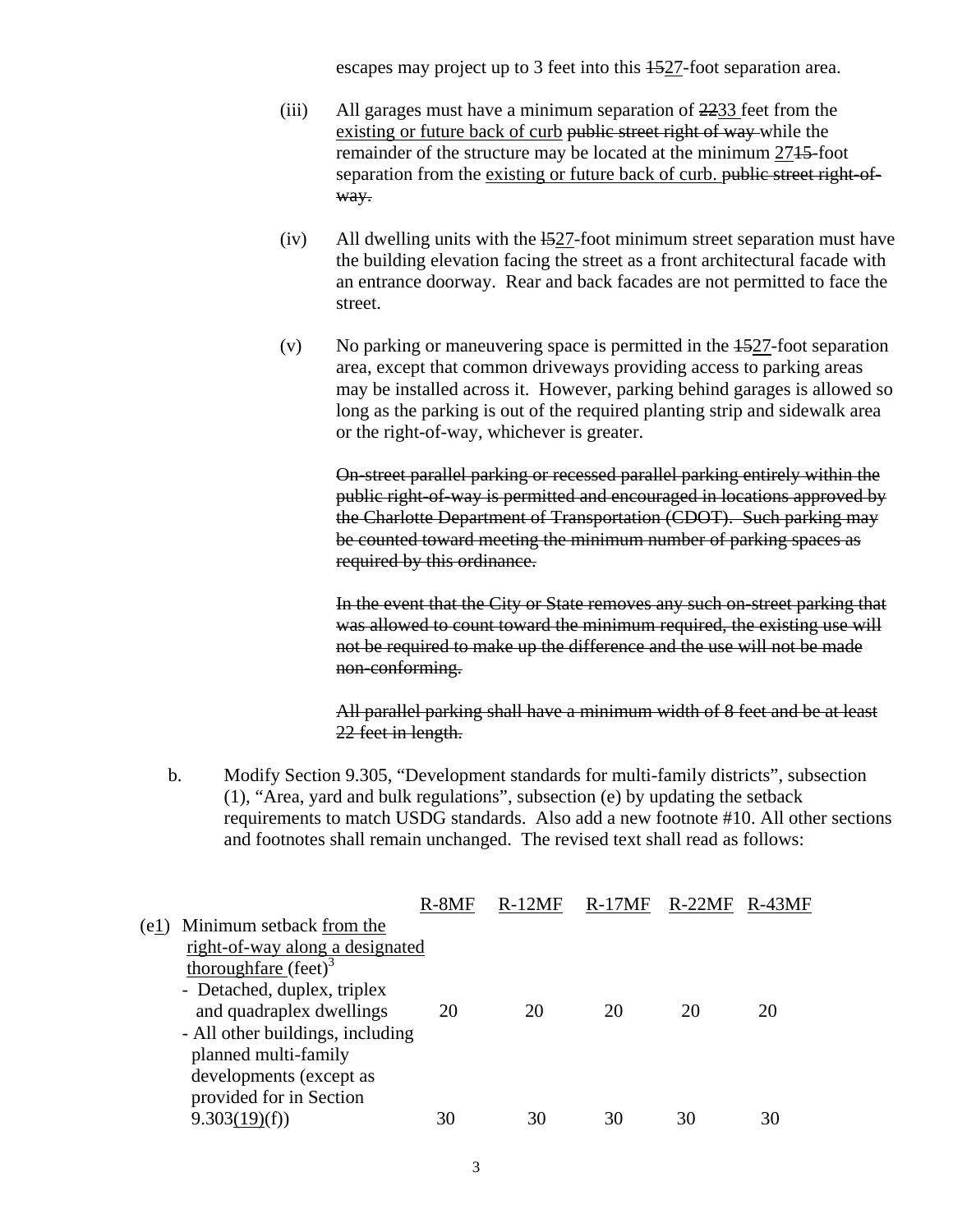escapes may project up to 3 feet into this ~~15~~<u>27</u>-foot separation area.

(iii) All garages must have a minimum separation of ~~22~~<u>33</u> feet from the <u>existing or future back of curb</u> ~~public street right of way~~ while the remainder of the structure may be located at the minimum <u>27</u>~~15~~-foot separation from the <u>existing or future back of curb.</u> ~~public street right-of-way.~~

(iv) All dwelling units with the ~~15~~<u>27</u>-foot minimum street separation must have the building elevation facing the street as a front architectural facade with an entrance doorway. Rear and back facades are not permitted to face the street.

(v) No parking or maneuvering space is permitted in the ~~15~~<u>27</u>-foot separation area, except that common driveways providing access to parking areas may be installed across it. However, parking behind garages is allowed so long as the parking is out of the required planting strip and sidewalk area or the right-of-way, whichever is greater.

~~On-street parallel parking or recessed parallel parking entirely within the public right-of-way is permitted and encouraged in locations approved by the Charlotte Department of Transportation (CDOT). Such parking may be counted toward meeting the minimum number of parking spaces as required by this ordinance.~~

~~In the event that the City or State removes any such on-street parking that was allowed to count toward the minimum required, the existing use will not be required to make up the difference and the use will not be made non-conforming.~~

~~All parallel parking shall have a minimum width of 8 feet and be at least 22 feet in length.~~

b. Modify Section 9.305, "Development standards for multi-family districts", subsection (1), "Area, yard and bulk regulations", subsection (e) by updating the setback requirements to match USDG standards. Also add a new footnote #10. All other sections and footnotes shall remain unchanged. The revised text shall read as follows:

| | R-8MF | R-12MF | R-17MF | R-22MF | R-43MF |
|---|---|---|---|---|---|
| (e<u>1</u>) Minimum setback <u>from the right-of-way along a designated thoroughfare</u> (feet)[3] | | | | | |
| - Detached, duplex, triplex and quadraplex dwellings | 20 | 20 | 20 | 20 | 20 |
| - All other buildings, including planned multi-family developments (except as provided for in Section 9.303<u>(19)</u>(f)) | 30 | 30 | 30 | 30 | 30 |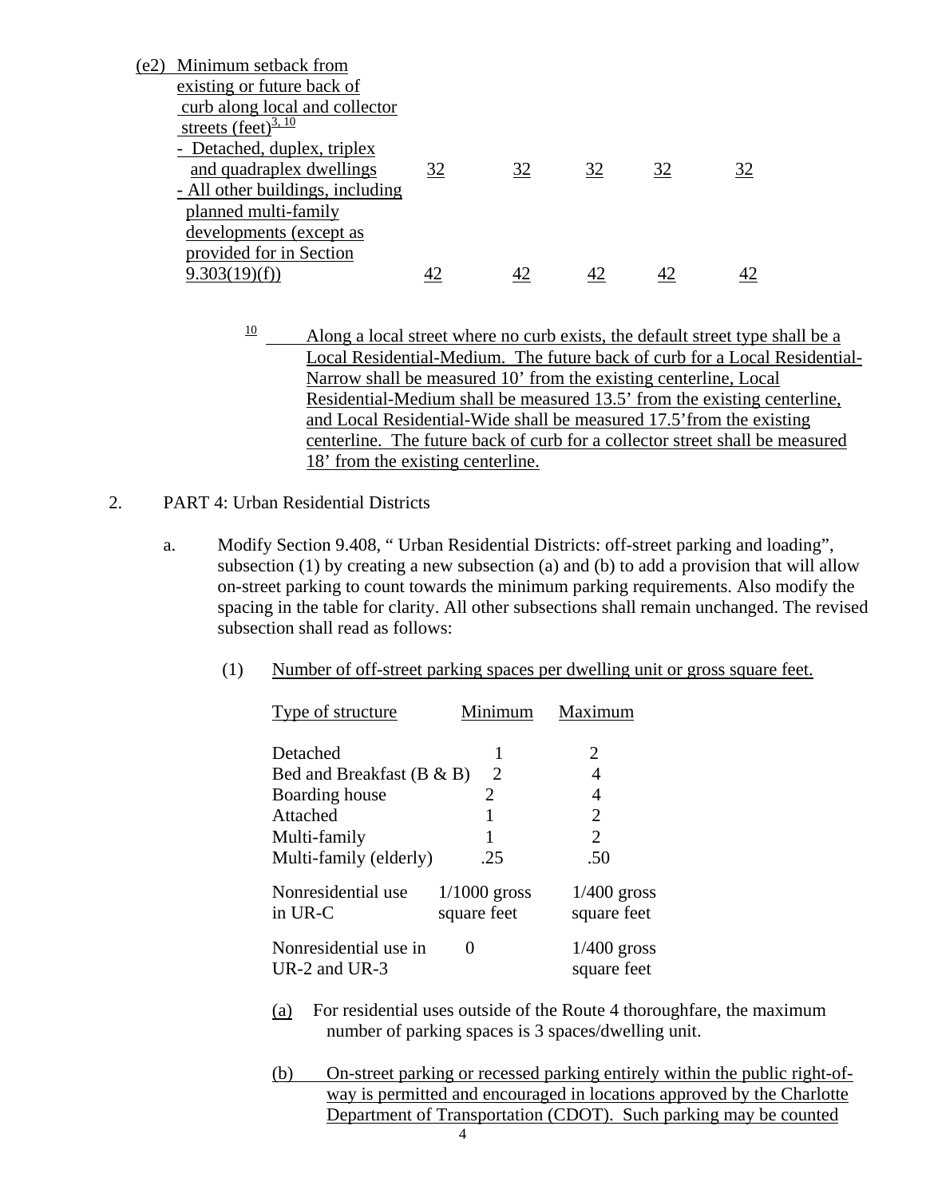| (e2) Minimum setback from existing or future back of curb along local and collector streets (feet)[3, 10] | | | | | |
|---|---|---|---|---|---|
| - Detached, duplex, triplex and quadraplex dwellings | 32 | 32 | 32 | 32 | 32 |
| - All other buildings, including planned multi-family developments (except as provided for in Section 9.303(19)(f)) | 42 | 42 | 42 | 42 | 42 |

[10] Along a local street where no curb exists, the default street type shall be a Local Residential-Medium. The future back of curb for a Local Residential-Narrow shall be measured 10' from the existing centerline, Local Residential-Medium shall be measured 13.5' from the existing centerline, and Local Residential-Wide shall be measured 17.5' from the existing centerline. The future back of curb for a collector street shall be measured 18' from the existing centerline.

2. PART 4: Urban Residential Districts

   a. Modify Section 9.408, " Urban Residential Districts: off-street parking and loading", subsection (1) by creating a new subsection (a) and (b) to add a provision that will allow on-street parking to count towards the minimum parking requirements. Also modify the spacing in the table for clarity. All other subsections shall remain unchanged. The revised subsection shall read as follows:

      (1) Number of off-street parking spaces per dwelling unit or gross square feet.

| Type of structure | Minimum | Maximum |
|---|---|---|
| Detached | 1 | 2 |
| Bed and Breakfast (B & B) | 2 | 4 |
| Boarding house | 2 | 4 |
| Attached | 1 | 2 |
| Multi-family | 1 | 2 |
| Multi-family (elderly) | .25 | .50 |
| Nonresidential use in UR-C | 1/1000 gross square feet | 1/400 gross square feet |
| Nonresidential use in UR-2 and UR-3 | 0 | 1/400 gross square feet |

      (a) For residential uses outside of the Route 4 thoroughfare, the maximum number of parking spaces is 3 spaces/dwelling unit.

      (b) On-street parking or recessed parking entirely within the public right-of-way is permitted and encouraged in locations approved by the Charlotte Department of Transportation (CDOT). Such parking may be counted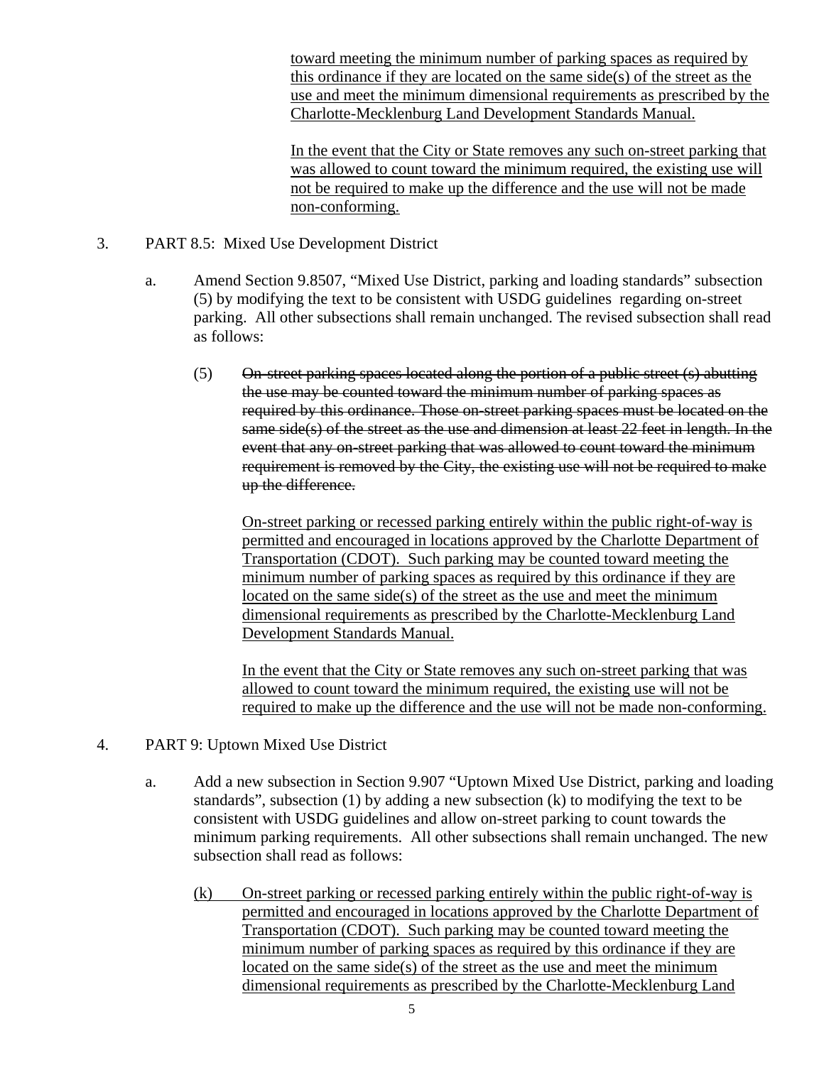toward meeting the minimum number of parking spaces as required by this ordinance if they are located on the same side(s) of the street as the use and meet the minimum dimensional requirements as prescribed by the Charlotte-Mecklenburg Land Development Standards Manual.

In the event that the City or State removes any such on-street parking that was allowed to count toward the minimum required, the existing use will not be required to make up the difference and the use will not be made non-conforming.

3. PART 8.5: Mixed Use Development District

   a. Amend Section 9.8507, "Mixed Use District, parking and loading standards" subsection (5) by modifying the text to be consistent with USDG guidelines regarding on-street parking. All other subsections shall remain unchanged. The revised subsection shall read as follows:

      (5) ~~On-street parking spaces located along the portion of a public street (s) abutting the use may be counted toward the minimum number of parking spaces as required by this ordinance. Those on-street parking spaces must be located on the same side(s) of the street as the use and dimension at least 22 feet in length. In the event that any on-street parking that was allowed to count toward the minimum requirement is removed by the City, the existing use will not be required to make up the difference.~~

      On-street parking or recessed parking entirely within the public right-of-way is permitted and encouraged in locations approved by the Charlotte Department of Transportation (CDOT). Such parking may be counted toward meeting the minimum number of parking spaces as required by this ordinance if they are located on the same side(s) of the street as the use and meet the minimum dimensional requirements as prescribed by the Charlotte-Mecklenburg Land Development Standards Manual.

      In the event that the City or State removes any such on-street parking that was allowed to count toward the minimum required, the existing use will not be required to make up the difference and the use will not be made non-conforming.

4. PART 9: Uptown Mixed Use District

   a. Add a new subsection in Section 9.907 "Uptown Mixed Use District, parking and loading standards", subsection (1) by adding a new subsection (k) to modifying the text to be consistent with USDG guidelines and allow on-street parking to count towards the minimum parking requirements. All other subsections shall remain unchanged. The new subsection shall read as follows:

      (k) On-street parking or recessed parking entirely within the public right-of-way is permitted and encouraged in locations approved by the Charlotte Department of Transportation (CDOT). Such parking may be counted toward meeting the minimum number of parking spaces as required by this ordinance if they are located on the same side(s) of the street as the use and meet the minimum dimensional requirements as prescribed by the Charlotte-Mecklenburg Land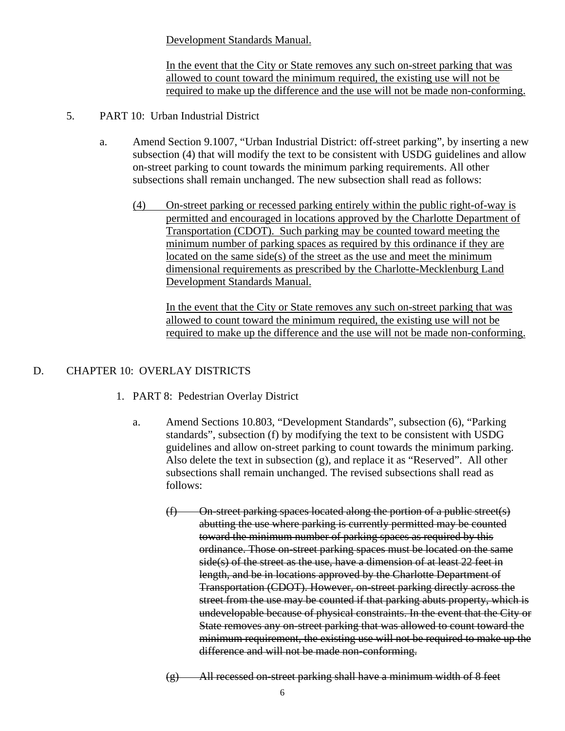<u>Development Standards Manual.</u>

<u>In the event that the City or State removes any such on-street parking that was allowed to count toward the minimum required, the existing use will not be required to make up the difference and the use will not be made non-conforming.</u>

5. PART 10: Urban Industrial District

   a. Amend Section 9.1007, "Urban Industrial District: off-street parking", by inserting a new subsection (4) that will modify the text to be consistent with USDG guidelines and allow on-street parking to count towards the minimum parking requirements. All other subsections shall remain unchanged. The new subsection shall read as follows:

      <u>(4) On-street parking or recessed parking entirely within the public right-of-way is permitted and encouraged in locations approved by the Charlotte Department of Transportation (CDOT). Such parking may be counted toward meeting the minimum number of parking spaces as required by this ordinance if they are located on the same side(s) of the street as the use and meet the minimum dimensional requirements as prescribed by the Charlotte-Mecklenburg Land Development Standards Manual.</u>

      <u>In the event that the City or State removes any such on-street parking that was allowed to count toward the minimum required, the existing use will not be required to make up the difference and the use will not be made non-conforming.</u>

D. CHAPTER 10: OVERLAY DISTRICTS

1. PART 8: Pedestrian Overlay District

   a. Amend Sections 10.803, "Development Standards", subsection (6), "Parking standards", subsection (f) by modifying the text to be consistent with USDG guidelines and allow on-street parking to count towards the minimum parking. Also delete the text in subsection (g), and replace it as "Reserved". All other subsections shall remain unchanged. The revised subsections shall read as follows:

      ~~(f) On-street parking spaces located along the portion of a public street(s) abutting the use where parking is currently permitted may be counted toward the minimum number of parking spaces as required by this ordinance. Those on-street parking spaces must be located on the same side(s) of the street as the use, have a dimension of at least 22 feet in length, and be in locations approved by the Charlotte Department of Transportation (CDOT). However, on-street parking directly across the street from the use may be counted if that parking abuts property, which is undevelopable because of physical constraints. In the event that the City or State removes any on-street parking that was allowed to count toward the minimum requirement, the existing use will not be required to make up the difference and will not be made non-conforming.~~

      ~~(g) All recessed on-street parking shall have a minimum width of 8 feet~~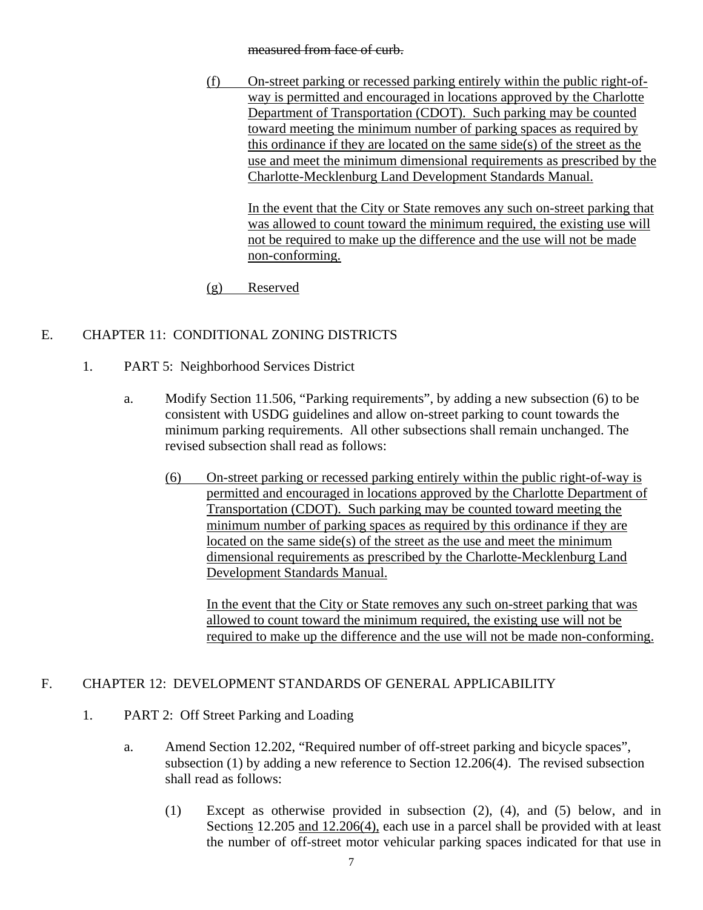~~measured from face of curb.~~

<u>(f) On-street parking or recessed parking entirely within the public right-of-way is permitted and encouraged in locations approved by the Charlotte Department of Transportation (CDOT). Such parking may be counted toward meeting the minimum number of parking spaces as required by this ordinance if they are located on the same side(s) of the street as the use and meet the minimum dimensional requirements as prescribed by the Charlotte-Mecklenburg Land Development Standards Manual.</u>

<u>In the event that the City or State removes any such on-street parking that was allowed to count toward the minimum required, the existing use will not be required to make up the difference and the use will not be made non-conforming.</u>

<u>(g) Reserved</u>

E. CHAPTER 11: CONDITIONAL ZONING DISTRICTS

1. PART 5: Neighborhood Services District

a. Modify Section 11.506, "Parking requirements", by adding a new subsection (6) to be consistent with USDG guidelines and allow on-street parking to count towards the minimum parking requirements. All other subsections shall remain unchanged. The revised subsection shall read as follows:

<u>(6) On-street parking or recessed parking entirely within the public right-of-way is permitted and encouraged in locations approved by the Charlotte Department of Transportation (CDOT). Such parking may be counted toward meeting the minimum number of parking spaces as required by this ordinance if they are located on the same side(s) of the street as the use and meet the minimum dimensional requirements as prescribed by the Charlotte-Mecklenburg Land Development Standards Manual.</u>

<u>In the event that the City or State removes any such on-street parking that was allowed to count toward the minimum required, the existing use will not be required to make up the difference and the use will not be made non-conforming.</u>

F. CHAPTER 12: DEVELOPMENT STANDARDS OF GENERAL APPLICABILITY

1. PART 2: Off Street Parking and Loading

a. Amend Section 12.202, "Required number of off-street parking and bicycle spaces", subsection (1) by adding a new reference to Section 12.206(4). The revised subsection shall read as follows:

(1) Except as otherwise provided in subsection (2), (4), and (5) below, and in Section<u>s</u> 12.205 <u>and 12.206(4),</u> each use in a parcel shall be provided with at least the number of off-street motor vehicular parking spaces indicated for that use in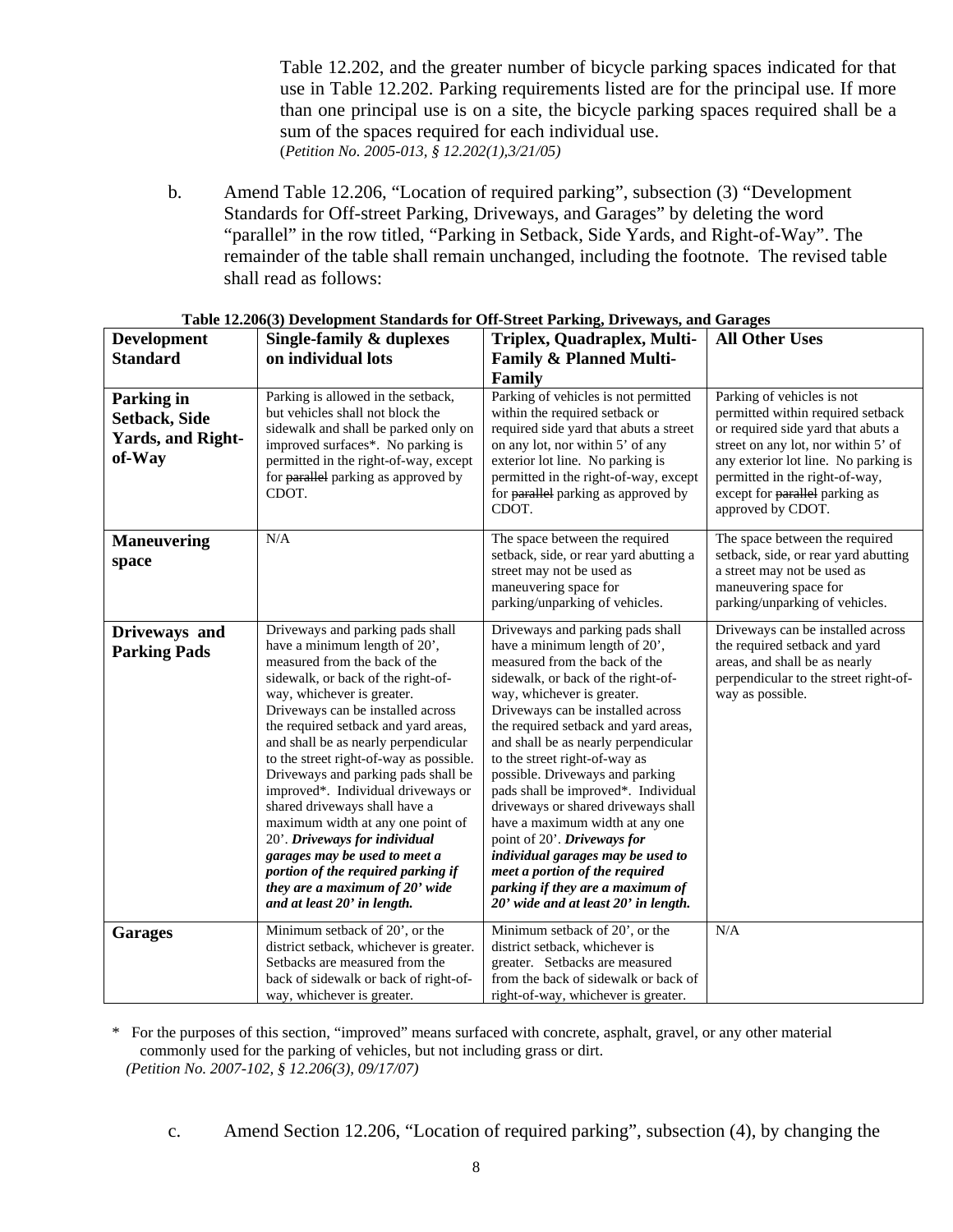Table 12.202, and the greater number of bicycle parking spaces indicated for that use in Table 12.202. Parking requirements listed are for the principal use. If more than one principal use is on a site, the bicycle parking spaces required shall be a sum of the spaces required for each individual use.
(*Petition No. 2005-013, § 12.202(1),3/21/05)*

b. Amend Table 12.206, "Location of required parking", subsection (3) "Development Standards for Off-street Parking, Driveways, and Garages" by deleting the word "parallel" in the row titled, "Parking in Setback, Side Yards, and Right-of-Way". The remainder of the table shall remain unchanged, including the footnote. The revised table shall read as follows:

**Table 12.206(3) Development Standards for Off-Street Parking, Driveways, and Garages**

| Development Standard | Single-family & duplexes on individual lots | Triplex, Quadraplex, Multi-Family & Planned Multi-Family | All Other Uses |
|---|---|---|---|
| **Parking in Setback, Side Yards, and Right-of-Way** | Parking is allowed in the setback, but vehicles shall not block the sidewalk and shall be parked only on improved surfaces*. No parking is permitted in the right-of-way, except for ~~parallel~~ parking as approved by CDOT. | Parking of vehicles is not permitted within the required setback or required side yard that abuts a street on any lot, nor within 5' of any exterior lot line. No parking is permitted in the right-of-way, except for ~~parallel~~ parking as approved by CDOT. | Parking of vehicles is not permitted within required setback or required side yard that abuts a street on any lot, nor within 5' of any exterior lot line. No parking is permitted in the right-of-way, except for ~~parallel~~ parking as approved by CDOT. |
| **Maneuvering space** | N/A | The space between the required setback, side, or rear yard abutting a street may not be used as maneuvering space for parking/unparking of vehicles. | The space between the required setback, side, or rear yard abutting a street may not be used as maneuvering space for parking/unparking of vehicles. |
| **Driveways and Parking Pads** | Driveways and parking pads shall have a minimum length of 20', measured from the back of the sidewalk, or back of the right-of-way, whichever is greater. Driveways can be installed across the required setback and yard areas, and shall be as nearly perpendicular to the street right-of-way as possible. Driveways and parking pads shall be improved*. Individual driveways or shared driveways shall have a maximum width at any one point of 20'. ***Driveways for individual garages may be used to meet a portion of the required parking if they are a maximum of 20' wide and at least 20' in length.*** | Driveways and parking pads shall have a minimum length of 20', measured from the back of the sidewalk, or back of the right-of-way, whichever is greater. Driveways can be installed across the required setback and yard areas, and shall be as nearly perpendicular to the street right-of-way as possible. Driveways and parking pads shall be improved*. Individual driveways or shared driveways shall have a maximum width at any one point of 20'. ***Driveways for individual garages may be used to meet a portion of the required parking if they are a maximum of 20' wide and at least 20' in length.*** | Driveways can be installed across the required setback and yard areas, and shall be as nearly perpendicular to the street right-of-way as possible. |
| **Garages** | Minimum setback of 20', or the district setback, whichever is greater. Setbacks are measured from the back of sidewalk or back of right-of-way, whichever is greater. | Minimum setback of 20', or the district setback, whichever is greater. Setbacks are measured from the back of sidewalk or back of right-of-way, whichever is greater. | N/A |

\* For the purposes of this section, "improved" means surfaced with concrete, asphalt, gravel, or any other material commonly used for the parking of vehicles, but not including grass or dirt.
*(Petition No. 2007-102, § 12.206(3), 09/17/07)*

c. Amend Section 12.206, "Location of required parking", subsection (4), by changing the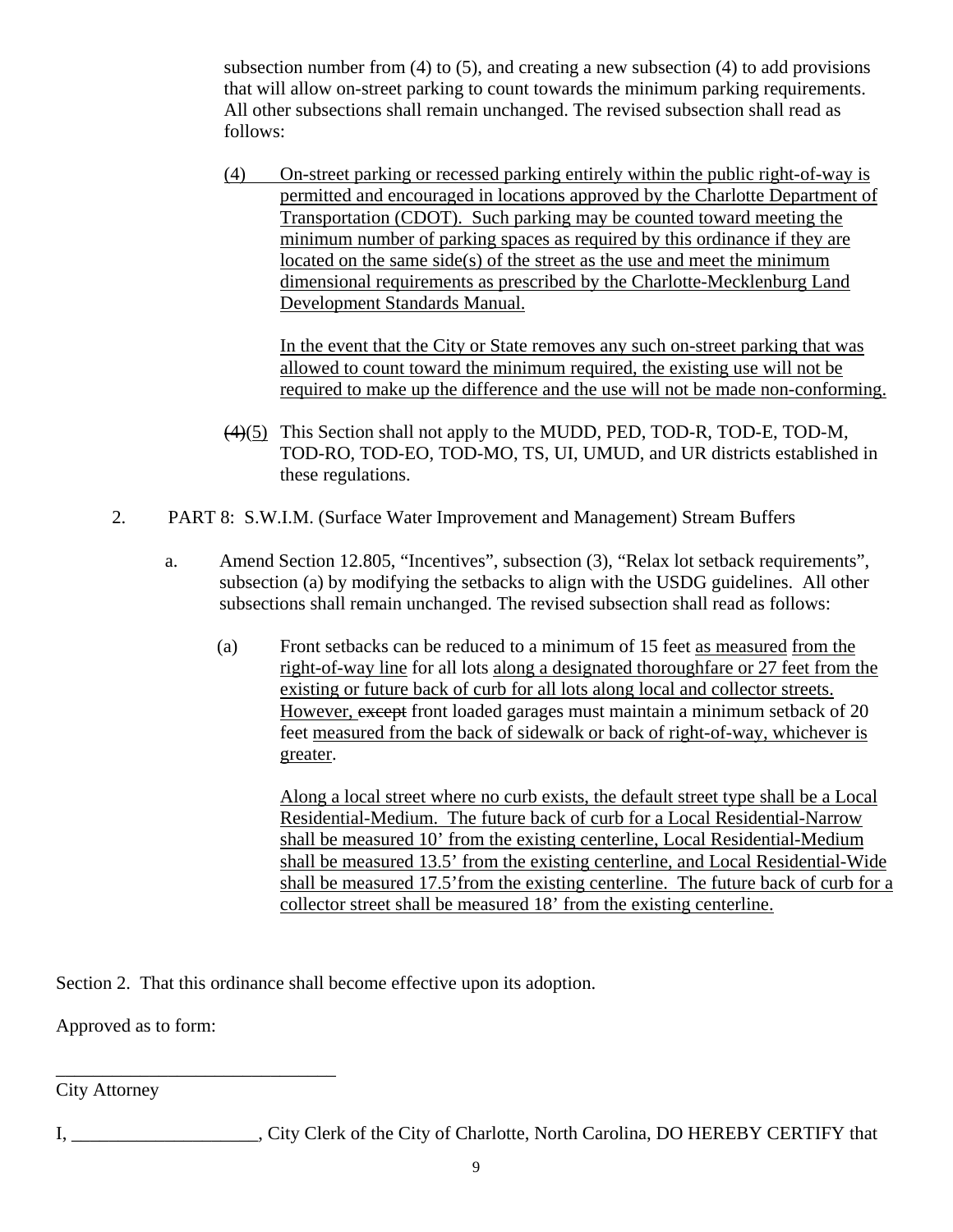subsection number from (4) to (5), and creating a new subsection (4) to add provisions that will allow on-street parking to count towards the minimum parking requirements. All other subsections shall remain unchanged. The revised subsection shall read as follows:

(4) On-street parking or recessed parking entirely within the public right-of-way is permitted and encouraged in locations approved by the Charlotte Department of Transportation (CDOT). Such parking may be counted toward meeting the minimum number of parking spaces as required by this ordinance if they are located on the same side(s) of the street as the use and meet the minimum dimensional requirements as prescribed by the Charlotte-Mecklenburg Land Development Standards Manual.

In the event that the City or State removes any such on-street parking that was allowed to count toward the minimum required, the existing use will not be required to make up the difference and the use will not be made non-conforming.

~~(4)~~(5) This Section shall not apply to the MUDD, PED, TOD-R, TOD-E, TOD-M, TOD-RO, TOD-EO, TOD-MO, TS, UI, UMUD, and UR districts established in these regulations.

2. PART 8: S.W.I.M. (Surface Water Improvement and Management) Stream Buffers

a. Amend Section 12.805, "Incentives", subsection (3), "Relax lot setback requirements", subsection (a) by modifying the setbacks to align with the USDG guidelines. All other subsections shall remain unchanged. The revised subsection shall read as follows:

(a) Front setbacks can be reduced to a minimum of 15 feet as measured from the right-of-way line for all lots along a designated thoroughfare or 27 feet from the existing or future back of curb for all lots along local and collector streets. However, ~~except~~ front loaded garages must maintain a minimum setback of 20 feet measured from the back of sidewalk or back of right-of-way, whichever is greater.

Along a local street where no curb exists, the default street type shall be a Local Residential-Medium. The future back of curb for a Local Residential-Narrow shall be measured 10' from the existing centerline, Local Residential-Medium shall be measured 13.5' from the existing centerline, and Local Residential-Wide shall be measured 17.5' from the existing centerline. The future back of curb for a collector street shall be measured 18' from the existing centerline.

Section 2. That this ordinance shall become effective upon its adoption.

Approved as to form:

______________________________
City Attorney

I, ____________________, City Clerk of the City of Charlotte, North Carolina, DO HEREBY CERTIFY that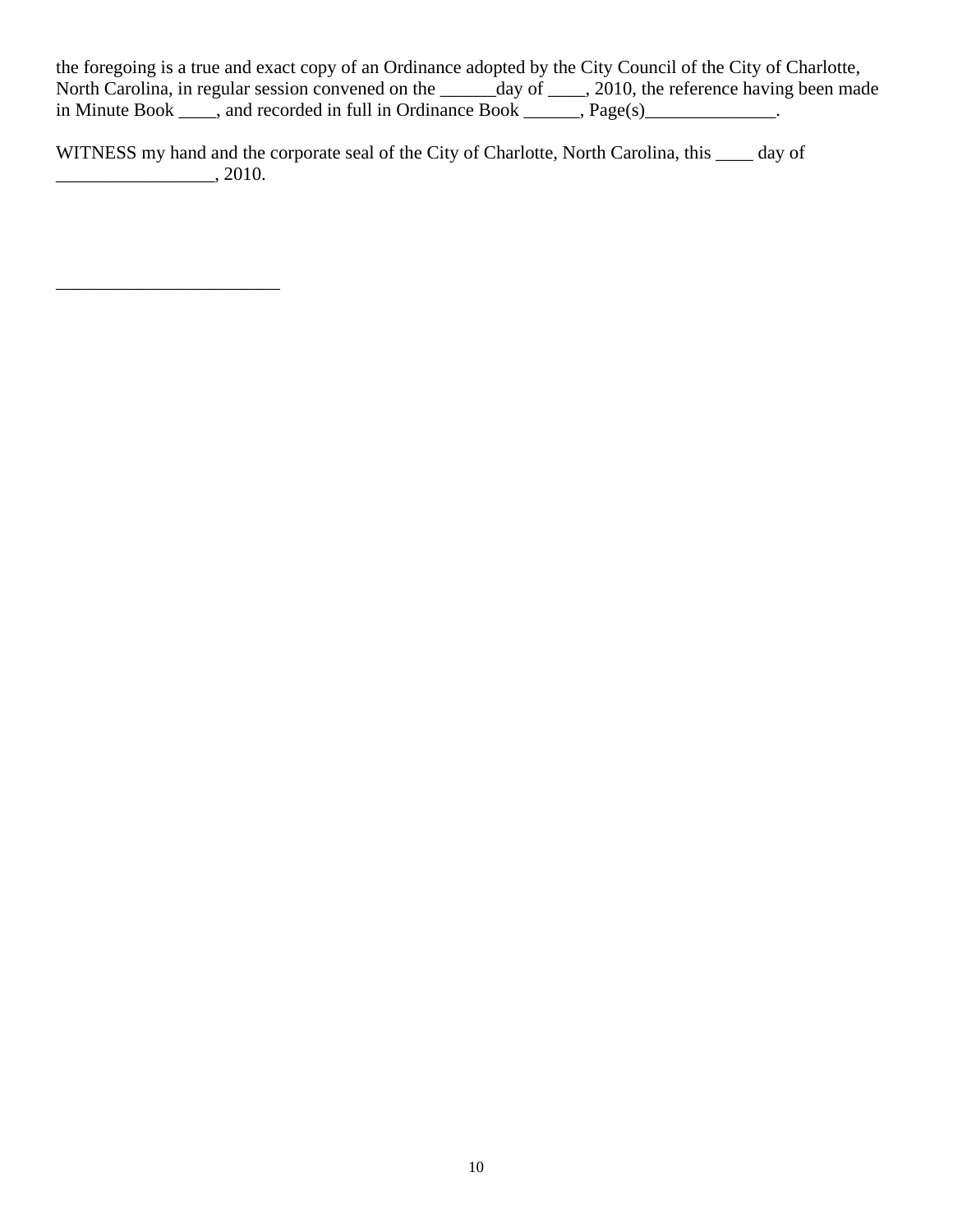the foregoing is a true and exact copy of an Ordinance adopted by the City Council of the City of Charlotte, North Carolina, in regular session convened on the ______day of ____, 2010, the reference having been made in Minute Book ____, and recorded in full in Ordinance Book ______, Page(s)______________.

WITNESS my hand and the corporate seal of the City of Charlotte, North Carolina, this ____ day of _________________, 2010.

________________________